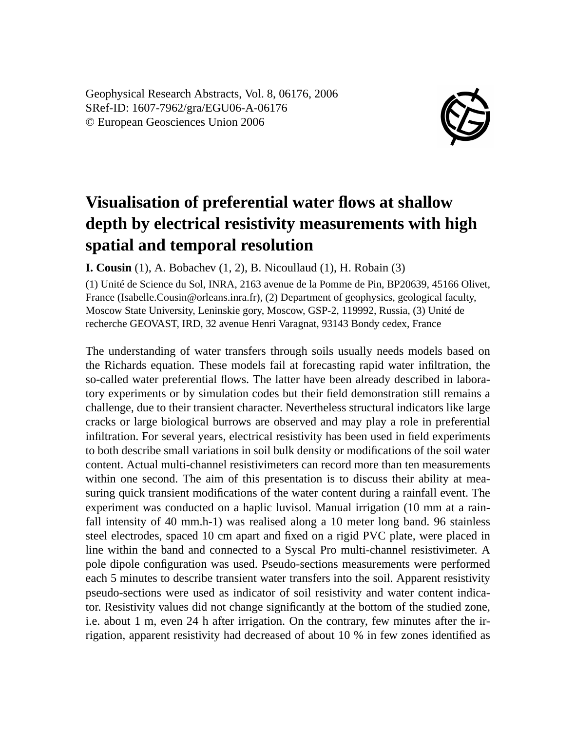Geophysical Research Abstracts, Vol. 8, 06176, 2006
SRef-ID: 1607-7962/gra/EGU06-A-06176
© European Geosciences Union 2006

# Visualisation of preferential water flows at shallow depth by electrical resistivity measurements with high spatial and temporal resolution

**I. Cousin** (1), A. Bobachev (1, 2), B. Nicoullaud (1), H. Robain (3)

(1) Unité de Science du Sol, INRA, 2163 avenue de la Pomme de Pin, BP20639, 45166 Olivet, France (Isabelle.Cousin@orleans.inra.fr), (2) Department of geophysics, geological faculty, Moscow State University, Leninskie gory, Moscow, GSP-2, 119992, Russia, (3) Unité de recherche GEOVAST, IRD, 32 avenue Henri Varagnat, 93143 Bondy cedex, France

The understanding of water transfers through soils usually needs models based on the Richards equation. These models fail at forecasting rapid water infiltration, the so-called water preferential flows. The latter have been already described in laboratory experiments or by simulation codes but their field demonstration still remains a challenge, due to their transient character. Nevertheless structural indicators like large cracks or large biological burrows are observed and may play a role in preferential infiltration. For several years, electrical resistivity has been used in field experiments to both describe small variations in soil bulk density or modifications of the soil water content. Actual multi-channel resistivimeters can record more than ten measurements within one second. The aim of this presentation is to discuss their ability at measuring quick transient modifications of the water content during a rainfall event. The experiment was conducted on a haplic luvisol. Manual irrigation (10 mm at a rainfall intensity of 40 mm.h-1) was realised along a 10 meter long band. 96 stainless steel electrodes, spaced 10 cm apart and fixed on a rigid PVC plate, were placed in line within the band and connected to a Syscal Pro multi-channel resistivimeter. A pole dipole configuration was used. Pseudo-sections measurements were performed each 5 minutes to describe transient water transfers into the soil. Apparent resistivity pseudo-sections were used as indicator of soil resistivity and water content indicator. Resistivity values did not change significantly at the bottom of the studied zone, i.e. about 1 m, even 24 h after irrigation. On the contrary, few minutes after the irrigation, apparent resistivity had decreased of about 10 % in few zones identified as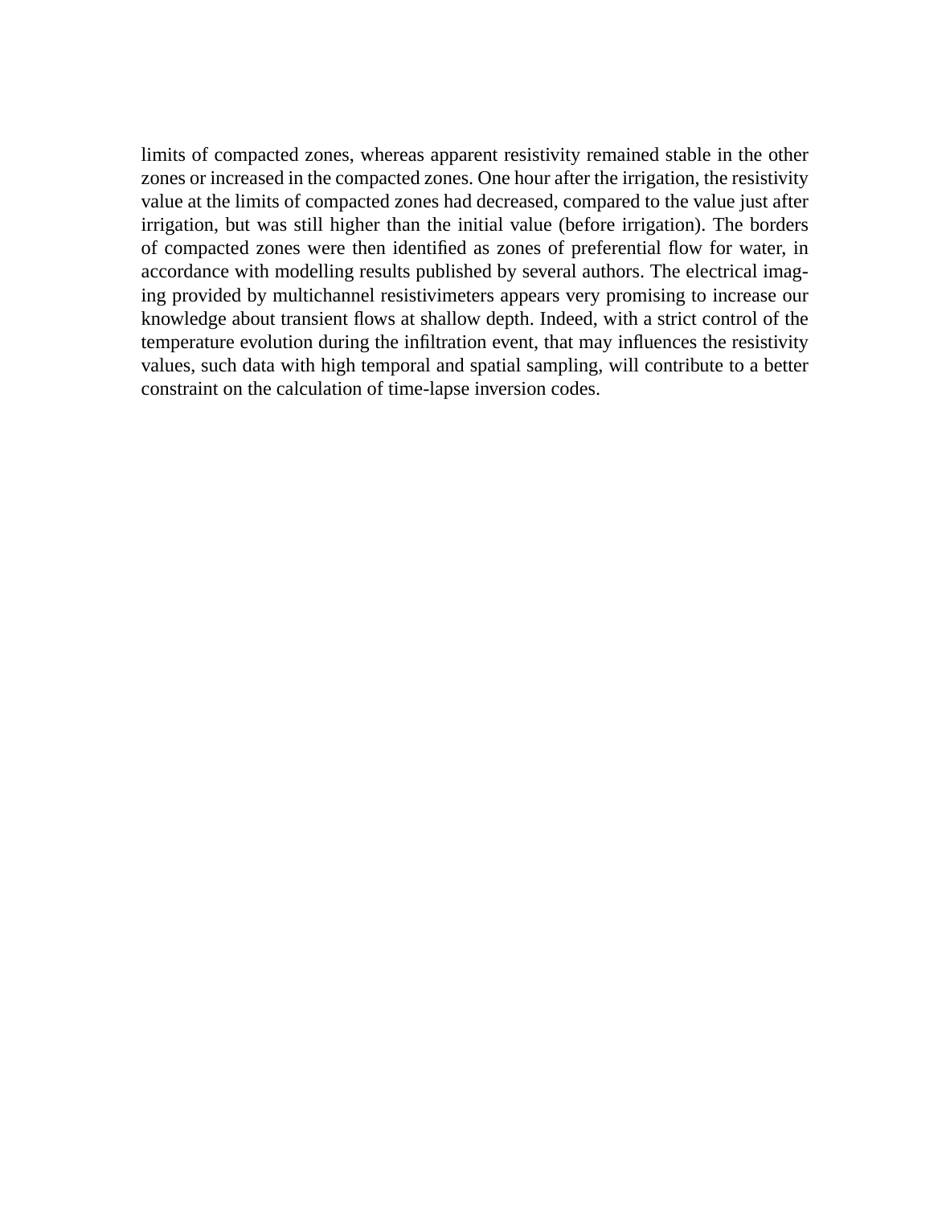limits of compacted zones, whereas apparent resistivity remained stable in the other zones or increased in the compacted zones. One hour after the irrigation, the resistivity value at the limits of compacted zones had decreased, compared to the value just after irrigation, but was still higher than the initial value (before irrigation). The borders of compacted zones were then identified as zones of preferential flow for water, in accordance with modelling results published by several authors. The electrical imaging provided by multichannel resistivimeters appears very promising to increase our knowledge about transient flows at shallow depth. Indeed, with a strict control of the temperature evolution during the infiltration event, that may influences the resistivity values, such data with high temporal and spatial sampling, will contribute to a better constraint on the calculation of time-lapse inversion codes.